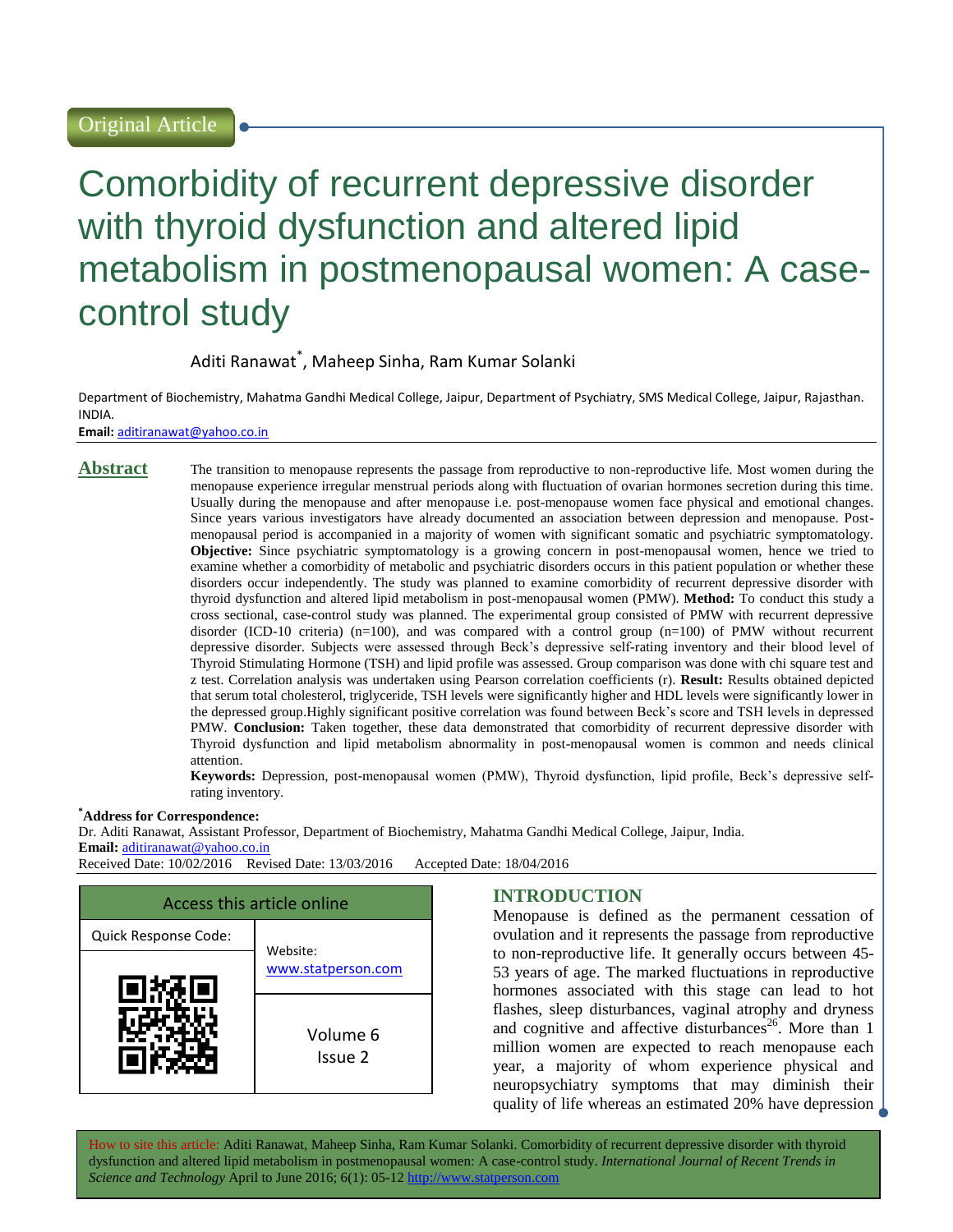Original Article

# Comorbidity of recurrent depressive disorder with thyroid dysfunction and altered lipid metabolism in postmenopausal women: A case-control study

Aditi Ranawat*, Maheep Sinha, Ram Kumar Solanki

Department of Biochemistry, Mahatma Gandhi Medical College, Jaipur, Department of Psychiatry, SMS Medical College, Jaipur, Rajasthan. INDIA.

**Email:** aditiranawat@yahoo.co.in

## Abstract

The transition to menopause represents the passage from reproductive to non-reproductive life. Most women during the menopause experience irregular menstrual periods along with fluctuation of ovarian hormones secretion during this time. Usually during the menopause and after menopause i.e. post-menopause women face physical and emotional changes. Since years various investigators have already documented an association between depression and menopause. Post-menopausal period is accompanied in a majority of women with significant somatic and psychiatric symptomatology. **Objective:** Since psychiatric symptomatology is a growing concern in post-menopausal women, hence we tried to examine whether a comorbidity of metabolic and psychiatric disorders occurs in this patient population or whether these disorders occur independently. The study was planned to examine comorbidity of recurrent depressive disorder with thyroid dysfunction and altered lipid metabolism in post-menopausal women (PMW). **Method:** To conduct this study a cross sectional, case-control study was planned. The experimental group consisted of PMW with recurrent depressive disorder (ICD-10 criteria) (n=100), and was compared with a control group (n=100) of PMW without recurrent depressive disorder. Subjects were assessed through Beck's depressive self-rating inventory and their blood level of Thyroid Stimulating Hormone (TSH) and lipid profile was assessed. Group comparison was done with chi square test and z test. Correlation analysis was undertaken using Pearson correlation coefficients (r). **Result:** Results obtained depicted that serum total cholesterol, triglyceride, TSH levels were significantly higher and HDL levels were significantly lower in the depressed group.Highly significant positive correlation was found between Beck's score and TSH levels in depressed PMW. **Conclusion:** Taken together, these data demonstrated that comorbidity of recurrent depressive disorder with Thyroid dysfunction and lipid metabolism abnormality in post-menopausal women is common and needs clinical attention.

**Keywords:** Depression, post-menopausal women (PMW), Thyroid dysfunction, lipid profile, Beck's depressive self-rating inventory.

***Address for Correspondence:**

Dr. Aditi Ranawat, Assistant Professor, Department of Biochemistry, Mahatma Gandhi Medical College, Jaipur, India.

**Email:** aditiranawat@yahoo.co.in

Received Date: 10/02/2016 Revised Date: 13/03/2016 Accepted Date: 18/04/2016

| Access this article online | |
|---|---|
| Quick Response Code: | Website: www.statperson.com |
| | Volume 6 Issue 2 |

## INTRODUCTION

Menopause is defined as the permanent cessation of ovulation and it represents the passage from reproductive to non-reproductive life. It generally occurs between 45-53 years of age. The marked fluctuations in reproductive hormones associated with this stage can lead to hot flashes, sleep disturbances, vaginal atrophy and dryness and cognitive and affective disturbances[26]. More than 1 million women are expected to reach menopause each year, a majority of whom experience physical and neuropsychiatry symptoms that may diminish their quality of life whereas an estimated 20% have depression

How to site this article: Aditi Ranawat, Maheep Sinha, Ram Kumar Solanki. Comorbidity of recurrent depressive disorder with thyroid dysfunction and altered lipid metabolism in postmenopausal women: A case-control study. *International Journal of Recent Trends in Science and Technology* April to June 2016; 6(1): 05-12 http://www.statperson.com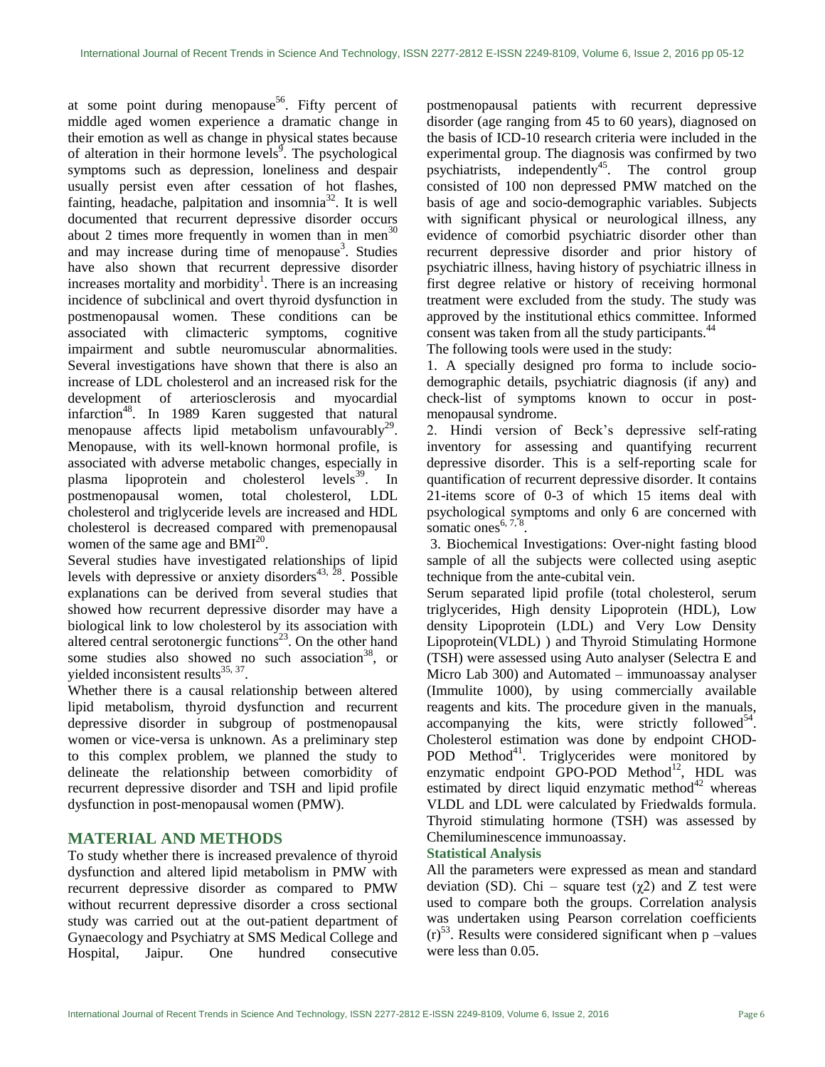at some point during menopause[56]. Fifty percent of middle aged women experience a dramatic change in their emotion as well as change in physical states because of alteration in their hormone levels[9]. The psychological symptoms such as depression, loneliness and despair usually persist even after cessation of hot flashes, fainting, headache, palpitation and insomnia[32]. It is well documented that recurrent depressive disorder occurs about 2 times more frequently in women than in men[30] and may increase during time of menopause[3]. Studies have also shown that recurrent depressive disorder increases mortality and morbidity[1]. There is an increasing incidence of subclinical and overt thyroid dysfunction in postmenopausal women. These conditions can be associated with climacteric symptoms, cognitive impairment and subtle neuromuscular abnormalities. Several investigations have shown that there is also an increase of LDL cholesterol and an increased risk for the development of arteriosclerosis and myocardial infarction[48]. In 1989 Karen suggested that natural menopause affects lipid metabolism unfavourably[29]. Menopause, with its well-known hormonal profile, is associated with adverse metabolic changes, especially in plasma lipoprotein and cholesterol levels[39]. In postmenopausal women, total cholesterol, LDL cholesterol and triglyceride levels are increased and HDL cholesterol is decreased compared with premenopausal women of the same age and BMI[20].

Several studies have investigated relationships of lipid levels with depressive or anxiety disorders[43, 28]. Possible explanations can be derived from several studies that showed how recurrent depressive disorder may have a biological link to low cholesterol by its association with altered central serotonergic functions[23]. On the other hand some studies also showed no such association[38], or yielded inconsistent results[35, 37].

Whether there is a causal relationship between altered lipid metabolism, thyroid dysfunction and recurrent depressive disorder in subgroup of postmenopausal women or vice-versa is unknown. As a preliminary step to this complex problem, we planned the study to delineate the relationship between comorbidity of recurrent depressive disorder and TSH and lipid profile dysfunction in post-menopausal women (PMW).

## MATERIAL AND METHODS

To study whether there is increased prevalence of thyroid dysfunction and altered lipid metabolism in PMW with recurrent depressive disorder as compared to PMW without recurrent depressive disorder a cross sectional study was carried out at the out-patient department of Gynaecology and Psychiatry at SMS Medical College and Hospital, Jaipur. One hundred consecutive postmenopausal patients with recurrent depressive disorder (age ranging from 45 to 60 years), diagnosed on the basis of ICD-10 research criteria were included in the experimental group. The diagnosis was confirmed by two psychiatrists, independently[45]. The control group consisted of 100 non depressed PMW matched on the basis of age and socio-demographic variables. Subjects with significant physical or neurological illness, any evidence of comorbid psychiatric disorder other than recurrent depressive disorder and prior history of psychiatric illness, having history of psychiatric illness in first degree relative or history of receiving hormonal treatment were excluded from the study. The study was approved by the institutional ethics committee. Informed consent was taken from all the study participants.[44]

The following tools were used in the study:

1. A specially designed pro forma to include socio-demographic details, psychiatric diagnosis (if any) and check-list of symptoms known to occur in post-menopausal syndrome.
2. Hindi version of Beck's depressive self-rating inventory for assessing and quantifying recurrent depressive disorder. This is a self-reporting scale for quantification of recurrent depressive disorder. It contains 21-items score of 0-3 of which 15 items deal with psychological symptoms and only 6 are concerned with somatic ones[6, 7, 8].
3. Biochemical Investigations: Over-night fasting blood sample of all the subjects were collected using aseptic technique from the ante-cubital vein.

Serum separated lipid profile (total cholesterol, serum triglycerides, High density Lipoprotein (HDL), Low density Lipoprotein (LDL) and Very Low Density Lipoprotein(VLDL) ) and Thyroid Stimulating Hormone (TSH) were assessed using Auto analyser (Selectra E and Micro Lab 300) and Automated – immunoassay analyser (Immulite 1000), by using commercially available reagents and kits. The procedure given in the manuals, accompanying the kits, were strictly followed[54]. Cholesterol estimation was done by endpoint CHOD-POD Method[41]. Triglycerides were monitored by enzymatic endpoint GPO-POD Method[12], HDL was estimated by direct liquid enzymatic method[42] whereas VLDL and LDL were calculated by Friedwalds formula. Thyroid stimulating hormone (TSH) was assessed by Chemiluminescence immunoassay.

### Statistical Analysis

All the parameters were expressed as mean and standard deviation (SD). Chi – square test ($\chi 2$) and Z test were used to compare both the groups. Correlation analysis was undertaken using Pearson correlation coefficients (r)[53]. Results were considered significant when p –values were less than 0.05.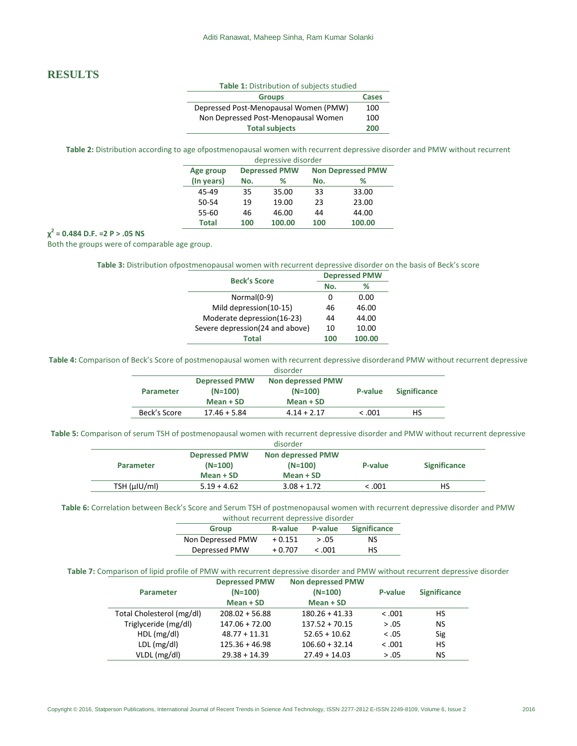## RESULTS

**Table 1:** Distribution of subjects studied

| Groups | Cases |
|---|---|
| Depressed Post-Menopausal Women (PMW) | 100 |
| Non Depressed Post-Menopausal Women | 100 |
| **Total subjects** | **200** |

**Table 2:** Distribution according to age ofpostmenopausal women with recurrent depressive disorder and PMW without recurrent depressive disorder

| Age group | Depressed PMW | | Non Depressed PMW | |
|---|---|---|---|---|
| (In years) | No. | % | No. | % |
| 45-49 | 35 | 35.00 | 33 | 33.00 |
| 50-54 | 19 | 19.00 | 23 | 23.00 |
| 55-60 | 46 | 46.00 | 44 | 44.00 |
| **Total** | **100** | **100.00** | **100** | **100.00** |

**$\chi^2$ = 0.484 D.F. =2 P > .05 NS**

Both the groups were of comparable age group.

**Table 3:** Distribution ofpostmenopausal women with recurrent depressive disorder on the basis of Beck's score

| Beck's Score | Depressed PMW | |
|---|---|---|
| | No. | % |
| Normal(0-9) | 0 | 0.00 |
| Mild depression(10-15) | 46 | 46.00 |
| Moderate depression(16-23) | 44 | 44.00 |
| Severe depression(24 and above) | 10 | 10.00 |
| **Total** | **100** | **100.00** |

**Table 4:** Comparison of Beck's Score of postmenopausal women with recurrent depressive disorderand PMW without recurrent depressive disorder

| Parameter | Depressed PMW (N=100) Mean + SD | Non depressed PMW (N=100) Mean + SD | P-value | Significance |
|---|---|---|---|---|
| Beck's Score | 17.46 + 5.84 | 4.14 + 2.17 | < .001 | HS |

**Table 5:** Comparison of serum TSH of postmenopausal women with recurrent depressive disorder and PMW without recurrent depressive disorder

| Parameter | Depressed PMW (N=100) Mean + SD | Non depressed PMW (N=100) Mean + SD | P-value | Significance |
|---|---|---|---|---|
| TSH (μIU/ml) | 5.19 + 4.62 | 3.08 + 1.72 | < .001 | HS |

**Table 6:** Correlation between Beck's Score and Serum TSH of postmenopausal women with recurrent depressive disorder and PMW without recurrent depressive disorder

| Group | R-value | P-value | Significance |
|---|---|---|---|
| Non Depressed PMW | + 0.151 | > .05 | NS |
| Depressed PMW | + 0.707 | < .001 | HS |

**Table 7:** Comparison of lipid profile of PMW with recurrent depressive disorder and PMW without recurrent depressive disorder

| Parameter | Depressed PMW (N=100) Mean + SD | Non depressed PMW (N=100) Mean + SD | P-value | Significance |
|---|---|---|---|---|
| Total Cholesterol (mg/dl) | 208.02 + 56.88 | 180.26 + 41.33 | < .001 | HS |
| Triglyceride (mg/dl) | 147.06 + 72.00 | 137.52 + 70.15 | > .05 | NS |
| HDL (mg/dl) | 48.77 + 11.31 | 52.65 + 10.62 | < .05 | Sig |
| LDL (mg/dl) | 125.36 + 46.98 | 106.60 + 32.14 | < .001 | HS |
| VLDL (mg/dl) | 29.38 + 14.39 | 27.49 + 14.03 | > .05 | NS |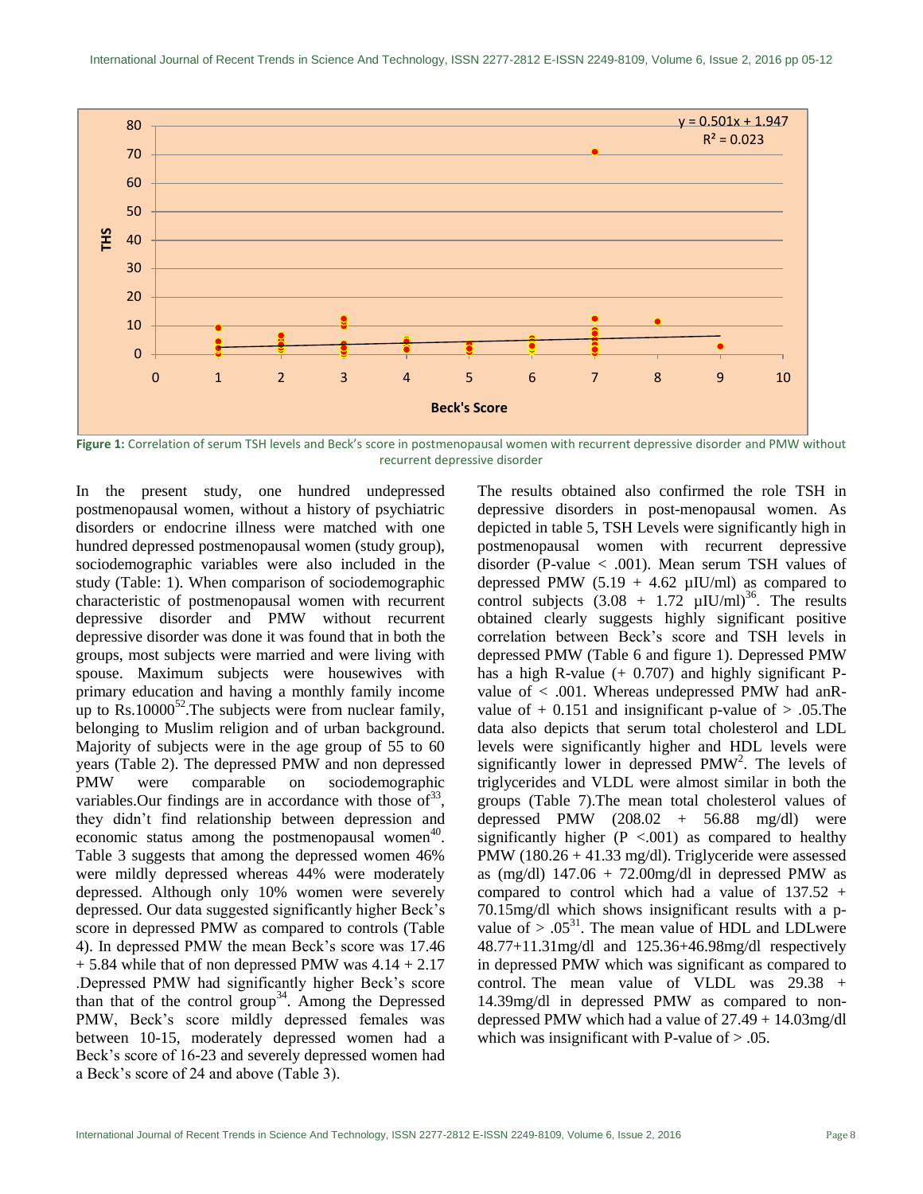Figure 1: Correlation of serum TSH levels and Beck's score in postmenopausal women with recurrent depressive disorder and PMW without recurrent depressive disorder

In the present study, one hundred undepressed postmenopausal women, without a history of psychiatric disorders or endocrine illness were matched with one hundred depressed postmenopausal women (study group), sociodemographic variables were also included in the study (Table: 1). When comparison of sociodemographic characteristic of postmenopausal women with recurrent depressive disorder and PMW without recurrent depressive disorder was done it was found that in both the groups, most subjects were married and were living with spouse. Maximum subjects were housewives with primary education and having a monthly family income up to Rs.10000[52].The subjects were from nuclear family, belonging to Muslim religion and of urban background. Majority of subjects were in the age group of 55 to 60 years (Table 2). The depressed PMW and non depressed PMW were comparable on sociodemographic variables.Our findings are in accordance with those of[33], they didn't find relationship between depression and economic status among the postmenopausal women[40]. Table 3 suggests that among the depressed women 46% were mildly depressed whereas 44% were moderately depressed. Although only 10% women were severely depressed. Our data suggested significantly higher Beck's score in depressed PMW as compared to controls (Table 4). In depressed PMW the mean Beck's score was 17.46 + 5.84 while that of non depressed PMW was 4.14 + 2.17 .Depressed PMW had significantly higher Beck's score than that of the control group[34]. Among the Depressed PMW, Beck's score mildly depressed females was between 10-15, moderately depressed women had a Beck's score of 16-23 and severely depressed women had a Beck's score of 24 and above (Table 3).

The results obtained also confirmed the role TSH in depressive disorders in post-menopausal women. As depicted in table 5, TSH Levels were significantly high in postmenopausal women with recurrent depressive disorder (P-value < .001). Mean serum TSH values of depressed PMW (5.19 + 4.62 µIU/ml) as compared to control subjects (3.08 + 1.72 µIU/ml)[36]. The results obtained clearly suggests highly significant positive correlation between Beck's score and TSH levels in depressed PMW (Table 6 and figure 1). Depressed PMW has a high R-value (+ 0.707) and highly significant P-value of < .001. Whereas undepressed PMW had anR-value of + 0.151 and insignificant p-value of > .05.The data also depicts that serum total cholesterol and LDL levels were significantly higher and HDL levels were significantly lower in depressed PMW[2]. The levels of triglycerides and VLDL were almost similar in both the groups (Table 7).The mean total cholesterol values of depressed PMW (208.02 + 56.88 mg/dl) were significantly higher (P <.001) as compared to healthy PMW (180.26 + 41.33 mg/dl). Triglyceride were assessed as (mg/dl) 147.06 + 72.00mg/dl in depressed PMW as compared to control which had a value of 137.52 + 70.15mg/dl which shows insignificant results with a p-value of > .05[31]. The mean value of HDL and LDLwere 48.77+11.31mg/dl and 125.36+46.98mg/dl respectively in depressed PMW which was significant as compared to control. The mean value of VLDL was 29.38 + 14.39mg/dl in depressed PMW as compared to non-depressed PMW which had a value of 27.49 + 14.03mg/dl which was insignificant with P-value of > .05.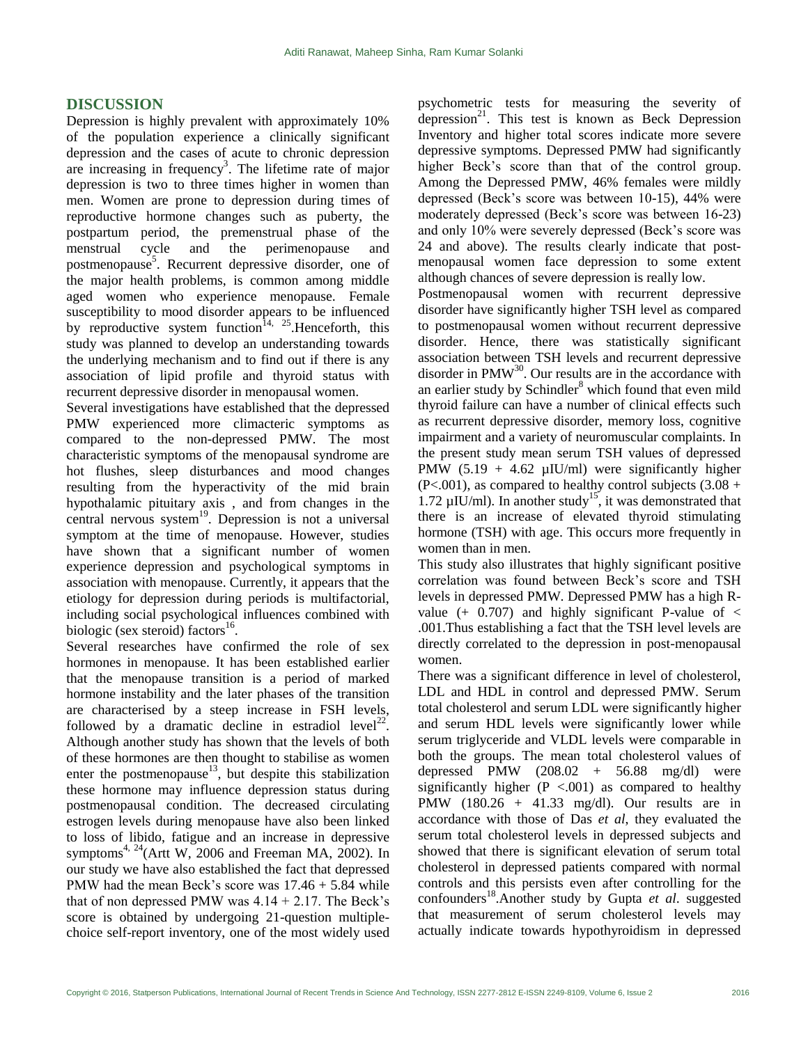## DISCUSSION

Depression is highly prevalent with approximately 10% of the population experience a clinically significant depression and the cases of acute to chronic depression are increasing in frequency[3]. The lifetime rate of major depression is two to three times higher in women than men. Women are prone to depression during times of reproductive hormone changes such as puberty, the postpartum period, the premenstrual phase of the menstrual cycle and the perimenopause and postmenopause[5]. Recurrent depressive disorder, one of the major health problems, is common among middle aged women who experience menopause. Female susceptibility to mood disorder appears to be influenced by reproductive system function[14, 25].Henceforth, this study was planned to develop an understanding towards the underlying mechanism and to find out if there is any association of lipid profile and thyroid status with recurrent depressive disorder in menopausal women.

Several investigations have established that the depressed PMW experienced more climacteric symptoms as compared to the non-depressed PMW. The most characteristic symptoms of the menopausal syndrome are hot flushes, sleep disturbances and mood changes resulting from the hyperactivity of the mid brain hypothalamic pituitary axis , and from changes in the central nervous system[19]. Depression is not a universal symptom at the time of menopause. However, studies have shown that a significant number of women experience depression and psychological symptoms in association with menopause. Currently, it appears that the etiology for depression during periods is multifactorial, including social psychological influences combined with biologic (sex steroid) factors[16].

Several researches have confirmed the role of sex hormones in menopause. It has been established earlier that the menopause transition is a period of marked hormone instability and the later phases of the transition are characterised by a steep increase in FSH levels, followed by a dramatic decline in estradiol level[22]. Although another study has shown that the levels of both of these hormones are then thought to stabilise as women enter the postmenopause[13], but despite this stabilization these hormone may influence depression status during postmenopausal condition. The decreased circulating estrogen levels during menopause have also been linked to loss of libido, fatigue and an increase in depressive symptoms[4, 24](Artt W, 2006 and Freeman MA, 2002). In our study we have also established the fact that depressed PMW had the mean Beck's score was 17.46 + 5.84 while that of non depressed PMW was 4.14 + 2.17. The Beck's score is obtained by undergoing 21-question multiple-choice self-report inventory, one of the most widely used psychometric tests for measuring the severity of depression[21]. This test is known as Beck Depression Inventory and higher total scores indicate more severe depressive symptoms. Depressed PMW had significantly higher Beck's score than that of the control group. Among the Depressed PMW, 46% females were mildly depressed (Beck's score was between 10-15), 44% were moderately depressed (Beck's score was between 16-23) and only 10% were severely depressed (Beck's score was 24 and above). The results clearly indicate that post-menopausal women face depression to some extent although chances of severe depression is really low.

Postmenopausal women with recurrent depressive disorder have significantly higher TSH level as compared to postmenopausal women without recurrent depressive disorder. Hence, there was statistically significant association between TSH levels and recurrent depressive disorder in PMW[30]. Our results are in the accordance with an earlier study by Schindler[8] which found that even mild thyroid failure can have a number of clinical effects such as recurrent depressive disorder, memory loss, cognitive impairment and a variety of neuromuscular complaints. In the present study mean serum TSH values of depressed PMW (5.19 + 4.62 µIU/ml) were significantly higher (P<.001), as compared to healthy control subjects (3.08 + 1.72 µIU/ml). In another study[15], it was demonstrated that there is an increase of elevated thyroid stimulating hormone (TSH) with age. This occurs more frequently in women than in men.

This study also illustrates that highly significant positive correlation was found between Beck's score and TSH levels in depressed PMW. Depressed PMW has a high R-value (+ 0.707) and highly significant P-value of < .001.Thus establishing a fact that the TSH level levels are directly correlated to the depression in post-menopausal women.

There was a significant difference in level of cholesterol, LDL and HDL in control and depressed PMW. Serum total cholesterol and serum LDL were significantly higher and serum HDL levels were significantly lower while serum triglyceride and VLDL levels were comparable in both the groups. The mean total cholesterol values of depressed PMW (208.02 + 56.88 mg/dl) were significantly higher (P <.001) as compared to healthy PMW (180.26 + 41.33 mg/dl). Our results are in accordance with those of Das *et al*, they evaluated the serum total cholesterol levels in depressed subjects and showed that there is significant elevation of serum total cholesterol in depressed patients compared with normal controls and this persists even after controlling for the confounders[18].Another study by Gupta *et al*. suggested that measurement of serum cholesterol levels may actually indicate towards hypothyroidism in depressed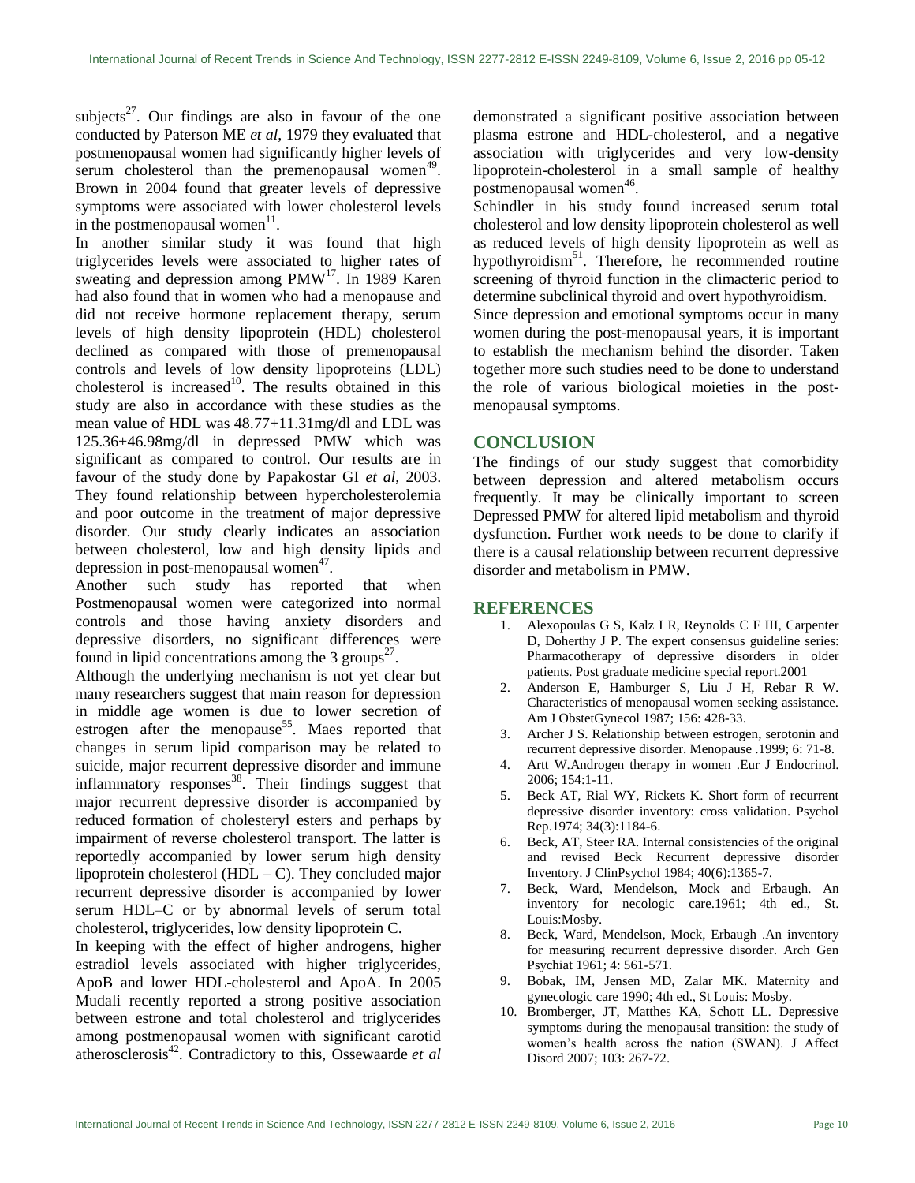subjects[27]. Our findings are also in favour of the one conducted by Paterson ME *et al*, 1979 they evaluated that postmenopausal women had significantly higher levels of serum cholesterol than the premenopausal women[49]. Brown in 2004 found that greater levels of depressive symptoms were associated with lower cholesterol levels in the postmenopausal women[11].

In another similar study it was found that high triglycerides levels were associated to higher rates of sweating and depression among PMW[17]. In 1989 Karen had also found that in women who had a menopause and did not receive hormone replacement therapy, serum levels of high density lipoprotein (HDL) cholesterol declined as compared with those of premenopausal controls and levels of low density lipoproteins (LDL) cholesterol is increased[10]. The results obtained in this study are also in accordance with these studies as the mean value of HDL was 48.77+11.31mg/dl and LDL was 125.36+46.98mg/dl in depressed PMW which was significant as compared to control. Our results are in favour of the study done by Papakostar GI *et al*, 2003. They found relationship between hypercholesterolemia and poor outcome in the treatment of major depressive disorder. Our study clearly indicates an association between cholesterol, low and high density lipids and depression in post-menopausal women[47].

Another such study has reported that when Postmenopausal women were categorized into normal controls and those having anxiety disorders and depressive disorders, no significant differences were found in lipid concentrations among the 3 groups[27].

Although the underlying mechanism is not yet clear but many researchers suggest that main reason for depression in middle age women is due to lower secretion of estrogen after the menopause[55]. Maes reported that changes in serum lipid comparison may be related to suicide, major recurrent depressive disorder and immune inflammatory responses[38]. Their findings suggest that major recurrent depressive disorder is accompanied by reduced formation of cholesteryl esters and perhaps by impairment of reverse cholesterol transport. The latter is reportedly accompanied by lower serum high density lipoprotein cholesterol (HDL – C). They concluded major recurrent depressive disorder is accompanied by lower serum HDL–C or by abnormal levels of serum total cholesterol, triglycerides, low density lipoprotein C.

In keeping with the effect of higher androgens, higher estradiol levels associated with higher triglycerides, ApoB and lower HDL-cholesterol and ApoA. In 2005 Mudali recently reported a strong positive association between estrone and total cholesterol and triglycerides among postmenopausal women with significant carotid atherosclerosis[42]. Contradictory to this, Ossewaarde *et al* demonstrated a significant positive association between plasma estrone and HDL-cholesterol, and a negative association with triglycerides and very low-density lipoprotein-cholesterol in a small sample of healthy postmenopausal women[46].

Schindler in his study found increased serum total cholesterol and low density lipoprotein cholesterol as well as reduced levels of high density lipoprotein as well as hypothyroidism[51]. Therefore, he recommended routine screening of thyroid function in the climacteric period to determine subclinical thyroid and overt hypothyroidism.

Since depression and emotional symptoms occur in many women during the post-menopausal years, it is important to establish the mechanism behind the disorder. Taken together more such studies need to be done to understand the role of various biological moieties in the post-menopausal symptoms.

## CONCLUSION

The findings of our study suggest that comorbidity between depression and altered metabolism occurs frequently. It may be clinically important to screen Depressed PMW for altered lipid metabolism and thyroid dysfunction. Further work needs to be done to clarify if there is a causal relationship between recurrent depressive disorder and metabolism in PMW.

## REFERENCES

1. Alexopoulas G S, Kalz I R, Reynolds C F III, Carpenter D, Doherthy J P. The expert consensus guideline series: Pharmacotherapy of depressive disorders in older patients. Post graduate medicine special report.2001
2. Anderson E, Hamburger S, Liu J H, Rebar R W. Characteristics of menopausal women seeking assistance. Am J ObstetGynecol 1987; 156: 428-33.
3. Archer J S. Relationship between estrogen, serotonin and recurrent depressive disorder. Menopause .1999; 6: 71-8.
4. Artt W.Androgen therapy in women .Eur J Endocrinol. 2006; 154:1-11.
5. Beck AT, Rial WY, Rickets K. Short form of recurrent depressive disorder inventory: cross validation. Psychol Rep.1974; 34(3):1184-6.
6. Beck, AT, Steer RA. Internal consistencies of the original and revised Beck Recurrent depressive disorder Inventory. J ClinPsychol 1984; 40(6):1365-7.
7. Beck, Ward, Mendelson, Mock and Erbaugh. An inventory for necologic care.1961; 4th ed., St. Louis:Mosby.
8. Beck, Ward, Mendelson, Mock, Erbaugh .An inventory for measuring recurrent depressive disorder. Arch Gen Psychiat 1961; 4: 561-571.
9. Bobak, IM, Jensen MD, Zalar MK. Maternity and gynecologic care 1990; 4th ed., St Louis: Mosby.
10. Bromberger, JT, Matthes KA, Schott LL. Depressive symptoms during the menopausal transition: the study of women's health across the nation (SWAN). J Affect Disord 2007; 103: 267-72.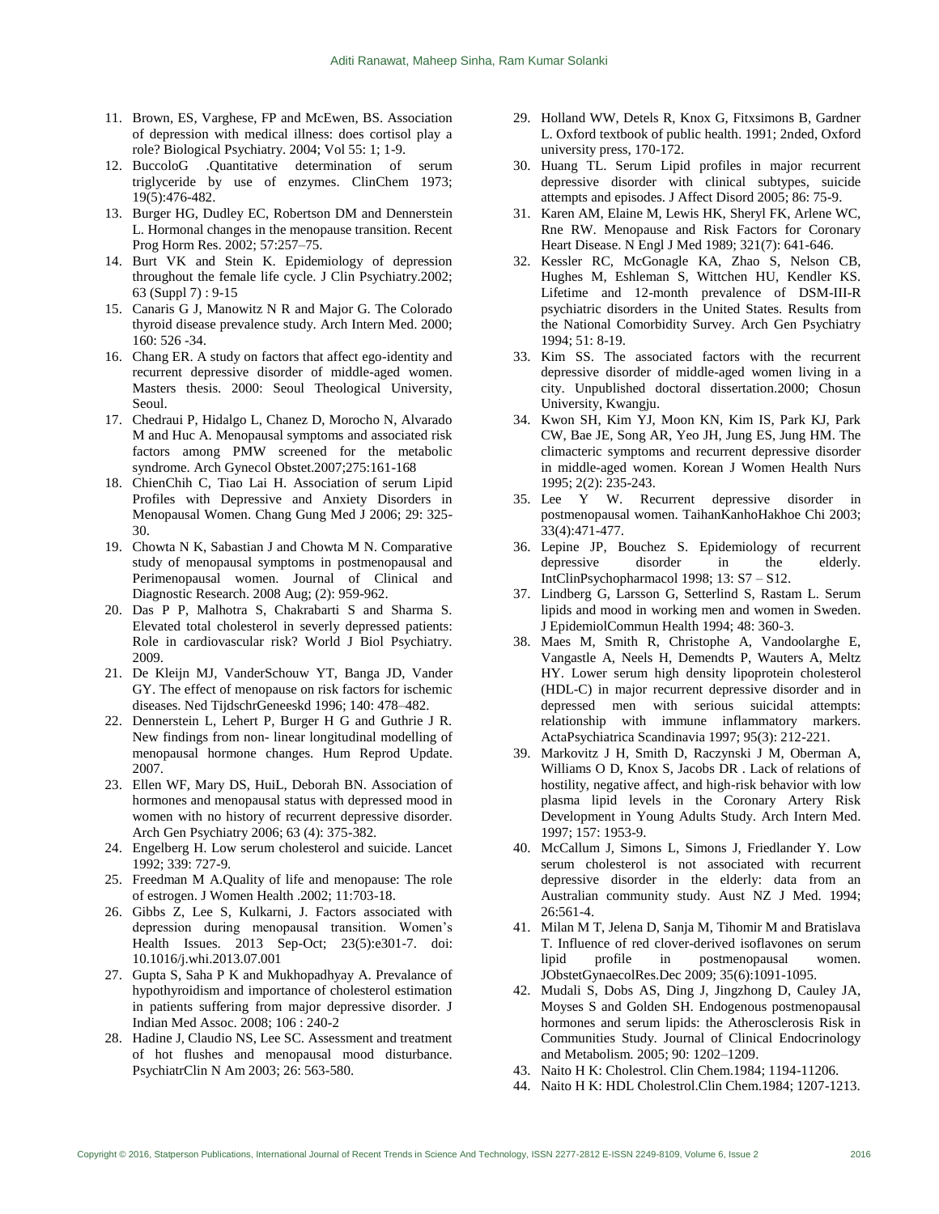11. Brown, ES, Varghese, FP and McEwen, BS. Association of depression with medical illness: does cortisol play a role? Biological Psychiatry. 2004; Vol 55: 1; 1-9.
12. BuccoloG .Quantitative determination of serum triglyceride by use of enzymes. ClinChem 1973; 19(5):476-482.
13. Burger HG, Dudley EC, Robertson DM and Dennerstein L. Hormonal changes in the menopause transition. Recent Prog Horm Res. 2002; 57:257–75.
14. Burt VK and Stein K. Epidemiology of depression throughout the female life cycle. J Clin Psychiatry.2002; 63 (Suppl 7) : 9-15
15. Canaris G J, Manowitz N R and Major G. The Colorado thyroid disease prevalence study. Arch Intern Med. 2000; 160: 526 -34.
16. Chang ER. A study on factors that affect ego-identity and recurrent depressive disorder of middle-aged women. Masters thesis. 2000: Seoul Theological University, Seoul.
17. Chedraui P, Hidalgo L, Chanez D, Morocho N, Alvarado M and Huc A. Menopausal symptoms and associated risk factors among PMW screened for the metabolic syndrome. Arch Gynecol Obstet.2007;275:161-168
18. ChienChih C, Tiao Lai H. Association of serum Lipid Profiles with Depressive and Anxiety Disorders in Menopausal Women. Chang Gung Med J 2006; 29: 325-30.
19. Chowta N K, Sabastian J and Chowta M N. Comparative study of menopausal symptoms in postmenopausal and Perimenopausal women. Journal of Clinical and Diagnostic Research. 2008 Aug; (2): 959-962.
20. Das P P, Malhotra S, Chakrabarti S and Sharma S. Elevated total cholesterol in severly depressed patients: Role in cardiovascular risk? World J Biol Psychiatry. 2009.
21. De Kleijn MJ, VanderSchouw YT, Banga JD, Vander GY. The effect of menopause on risk factors for ischemic diseases. Ned TijdschrGeneeskd 1996; 140: 478–482.
22. Dennerstein L, Lehert P, Burger H G and Guthrie J R. New findings from non- linear longitudinal modelling of menopausal hormone changes. Hum Reprod Update. 2007.
23. Ellen WF, Mary DS, HuiL, Deborah BN. Association of hormones and menopausal status with depressed mood in women with no history of recurrent depressive disorder. Arch Gen Psychiatry 2006; 63 (4): 375-382.
24. Engelberg H. Low serum cholesterol and suicide. Lancet 1992; 339: 727-9.
25. Freedman M A.Quality of life and menopause: The role of estrogen. J Women Health .2002; 11:703-18.
26. Gibbs Z, Lee S, Kulkarni, J. Factors associated with depression during menopausal transition. Women's Health Issues. 2013 Sep-Oct; 23(5):e301-7. doi: 10.1016/j.whi.2013.07.001
27. Gupta S, Saha P K and Mukhopadhyay A. Prevalance of hypothyroidism and importance of cholesterol estimation in patients suffering from major depressive disorder. J Indian Med Assoc. 2008; 106 : 240-2
28. Hadine J, Claudio NS, Lee SC. Assessment and treatment of hot flushes and menopausal mood disturbance. PsychiatrClin N Am 2003; 26: 563-580.
29. Holland WW, Detels R, Knox G, Fitxsimons B, Gardner L. Oxford textbook of public health. 1991; 2nded, Oxford university press, 170-172.
30. Huang TL. Serum Lipid profiles in major recurrent depressive disorder with clinical subtypes, suicide attempts and episodes. J Affect Disord 2005; 86: 75-9.
31. Karen AM, Elaine M, Lewis HK, Sheryl FK, Arlene WC, Rne RW. Menopause and Risk Factors for Coronary Heart Disease. N Engl J Med 1989; 321(7): 641-646.
32. Kessler RC, McGonagle KA, Zhao S, Nelson CB, Hughes M, Eshleman S, Wittchen HU, Kendler KS. Lifetime and 12-month prevalence of DSM-III-R psychiatric disorders in the United States. Results from the National Comorbidity Survey. Arch Gen Psychiatry 1994; 51: 8-19.
33. Kim SS. The associated factors with the recurrent depressive disorder of middle-aged women living in a city. Unpublished doctoral dissertation.2000; Chosun University, Kwangju.
34. Kwon SH, Kim YJ, Moon KN, Kim IS, Park KJ, Park CW, Bae JE, Song AR, Yeo JH, Jung ES, Jung HM. The climacteric symptoms and recurrent depressive disorder in middle-aged women. Korean J Women Health Nurs 1995; 2(2): 235-243.
35. Lee Y W. Recurrent depressive disorder in postmenopausal women. TaihanKanhoHakhoe Chi 2003; 33(4):471-477.
36. Lepine JP, Bouchez S. Epidemiology of recurrent depressive disorder in the elderly. IntClinPsychopharmacol 1998; 13: S7 – S12.
37. Lindberg G, Larsson G, Setterlind S, Rastam L. Serum lipids and mood in working men and women in Sweden. J EpidemiolCommun Health 1994; 48: 360-3.
38. Maes M, Smith R, Christophe A, Vandoolarghe E, Vangastle A, Neels H, Demendts P, Wauters A, Meltz HY. Lower serum high density lipoprotein cholesterol (HDL-C) in major recurrent depressive disorder and in depressed men with serious suicidal attempts: relationship with immune inflammatory markers. ActaPsychiatrica Scandinavia 1997; 95(3): 212-221.
39. Markovitz J H, Smith D, Raczynski J M, Oberman A, Williams O D, Knox S, Jacobs DR . Lack of relations of hostility, negative affect, and high-risk behavior with low plasma lipid levels in the Coronary Artery Risk Development in Young Adults Study. Arch Intern Med. 1997; 157: 1953-9.
40. McCallum J, Simons L, Simons J, Friedlander Y. Low serum cholesterol is not associated with recurrent depressive disorder in the elderly: data from an Australian community study. Aust NZ J Med. 1994; 26:561-4.
41. Milan M T, Jelena D, Sanja M, Tihomir M and Bratislava T. Influence of red clover-derived isoflavones on serum lipid profile in postmenopausal women. JObstetGynaecolRes.Dec 2009; 35(6):1091-1095.
42. Mudali S, Dobs AS, Ding J, Jingzhong D, Cauley JA, Moyses S and Golden SH. Endogenous postmenopausal hormones and serum lipids: the Atherosclerosis Risk in Communities Study. Journal of Clinical Endocrinology and Metabolism. 2005; 90: 1202–1209.
43. Naito H K: Cholestrol. Clin Chem.1984; 1194-11206.
44. Naito H K: HDL Cholestrol.Clin Chem.1984; 1207-1213.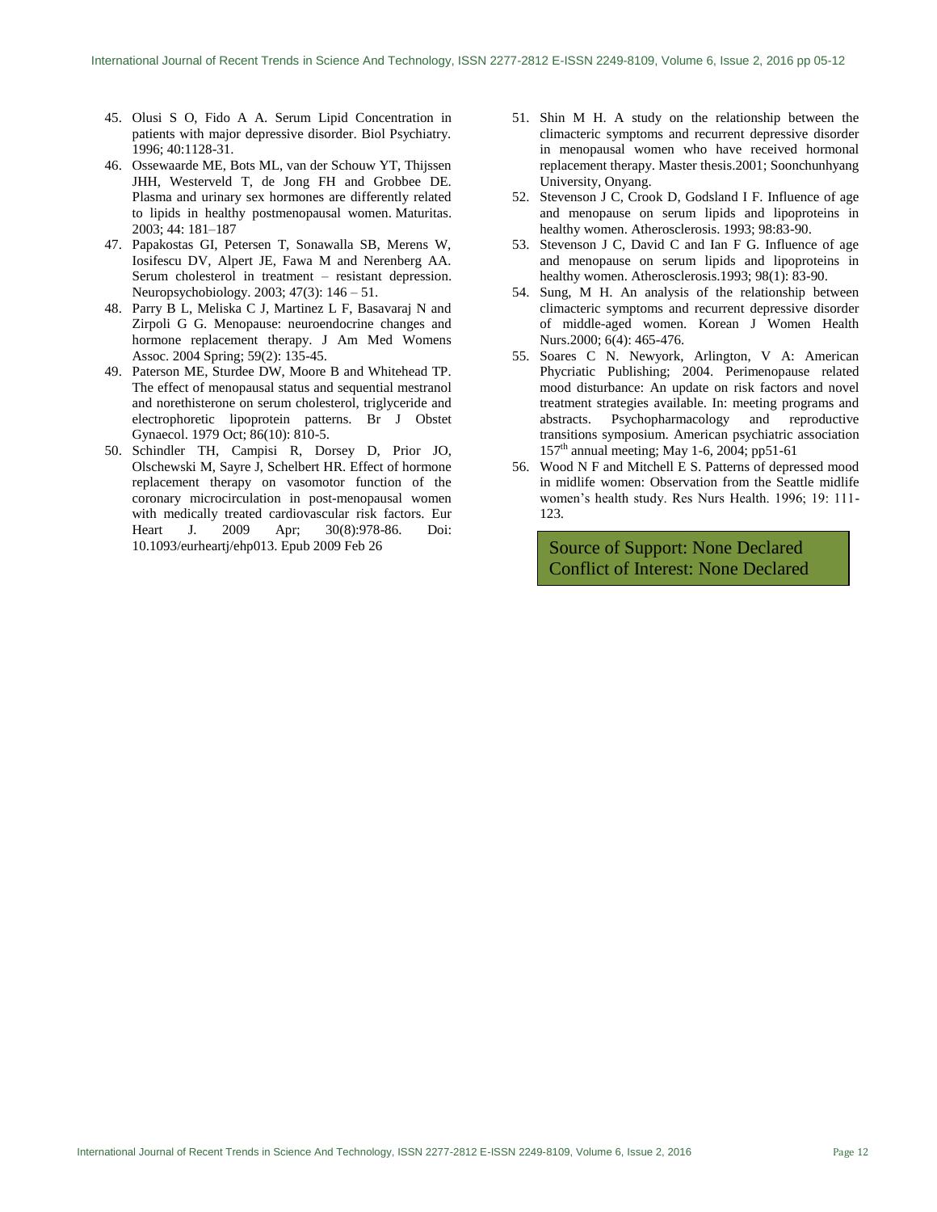45. Olusi S O, Fido A A. Serum Lipid Concentration in patients with major depressive disorder. Biol Psychiatry. 1996; 40:1128-31.
46. Ossewaarde ME, Bots ML, van der Schouw YT, Thijssen JHH, Westerveld T, de Jong FH and Grobbee DE. Plasma and urinary sex hormones are differently related to lipids in healthy postmenopausal women. Maturitas. 2003; 44: 181–187
47. Papakostas GI, Petersen T, Sonawalla SB, Merens W, Iosifescu DV, Alpert JE, Fawa M and Nerenberg AA. Serum cholesterol in treatment – resistant depression. Neuropsychobiology. 2003; 47(3): 146 – 51.
48. Parry B L, Meliska C J, Martinez L F, Basavaraj N and Zirpoli G G. Menopause: neuroendocrine changes and hormone replacement therapy. J Am Med Womens Assoc. 2004 Spring; 59(2): 135-45.
49. Paterson ME, Sturdee DW, Moore B and Whitehead TP. The effect of menopausal status and sequential mestranol and norethisterone on serum cholesterol, triglyceride and electrophoretic lipoprotein patterns. Br J Obstet Gynaecol. 1979 Oct; 86(10): 810-5.
50. Schindler TH, Campisi R, Dorsey D, Prior JO, Olschewski M, Sayre J, Schelbert HR. Effect of hormone replacement therapy on vasomotor function of the coronary microcirculation in post-menopausal women with medically treated cardiovascular risk factors. Eur Heart J. 2009 Apr; 30(8):978-86. Doi: 10.1093/eurheartj/ehp013. Epub 2009 Feb 26
51. Shin M H. A study on the relationship between the climacteric symptoms and recurrent depressive disorder in menopausal women who have received hormonal replacement therapy. Master thesis.2001; Soonchunhyang University, Onyang.
52. Stevenson J C, Crook D, Godsland I F. Influence of age and menopause on serum lipids and lipoproteins in healthy women. Atherosclerosis. 1993; 98:83-90.
53. Stevenson J C, David C and Ian F G. Influence of age and menopause on serum lipids and lipoproteins in healthy women. Atherosclerosis.1993; 98(1): 83-90.
54. Sung, M H. An analysis of the relationship between climacteric symptoms and recurrent depressive disorder of middle-aged women. Korean J Women Health Nurs.2000; 6(4): 465-476.
55. Soares C N. Newyork, Arlington, V A: American Phycriatic Publishing; 2004. Perimenopause related mood disturbance: An update on risk factors and novel treatment strategies available. In: meeting programs and abstracts. Psychopharmacology and reproductive transitions symposium. American psychiatric association 157th annual meeting; May 1-6, 2004; pp51-61
56. Wood N F and Mitchell E S. Patterns of depressed mood in midlife women: Observation from the Seattle midlife women's health study. Res Nurs Health. 1996; 19: 111-123.

Source of Support: None Declared
Conflict of Interest: None Declared